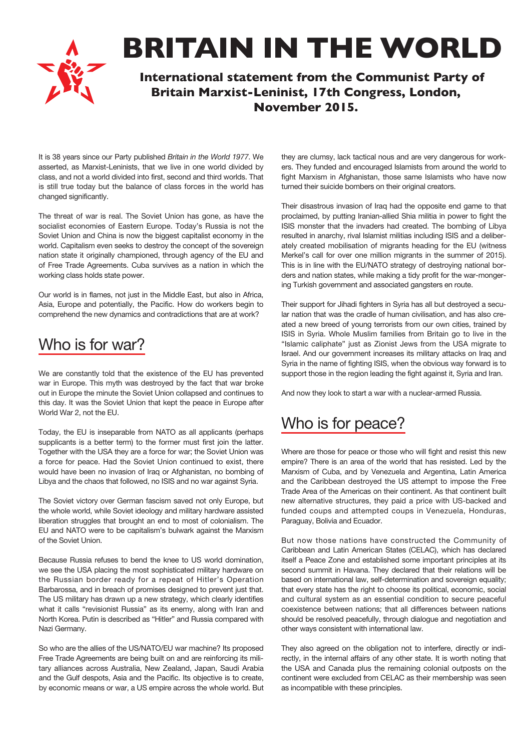# BRITAIN IN THE WORLD

**International statement from the Communist Party of Britain Marxist-Leninist, 17th Congress, London, November 2015.**

It is 38 years since our Party published *Britain in the World 1977*. We asserted, as Marxist-Leninists, that we live in one world divided by class, and not a world divided into first, second and third worlds. That is still true today but the balance of class forces in the world has changed significantly.

The threat of war is real. The Soviet Union has gone, as have the socialist economies of Eastern Europe. Today's Russia is not the Soviet Union and China is now the biggest capitalist economy in the world. Capitalism even seeks to destroy the concept of the sovereign nation state it originally championed, through agency of the EU and of Free Trade Agreements. Cuba survives as a nation in which the working class holds state power.

Our world is in flames, not just in the Middle East, but also in Africa, Asia, Europe and potentially, the Pacific. How do workers begin to comprehend the new dynamics and contradictions that are at work?

## Who is for war?

We are constantly told that the existence of the EU has prevented war in Europe. This myth was destroyed by the fact that war broke out in Europe the minute the Soviet Union collapsed and continues to this day. It was the Soviet Union that kept the peace in Europe after World War 2, not the EU.

Today, the EU is inseparable from NATO as all applicants (perhaps supplicants is a better term) to the former must first join the latter. Together with the USA they are a force for war; the Soviet Union was a force for peace. Had the Soviet Union continued to exist, there would have been no invasion of Iraq or Afghanistan, no bombing of Libya and the chaos that followed, no ISIS and no war against Syria.

The Soviet victory over German fascism saved not only Europe, but the whole world, while Soviet ideology and military hardware assisted liberation struggles that brought an end to most of colonialism. The EU and NATO were to be capitalism's bulwark against the Marxism of the Soviet Union.

Because Russia refuses to bend the knee to US world domination, we see the USA placing the most sophisticated military hardware on the Russian border ready for a repeat of Hitler's Operation Barbarossa, and in breach of promises designed to prevent just that. The US military has drawn up a new strategy, which clearly identifies what it calls "revisionist Russia" as its enemy, along with Iran and North Korea. Putin is described as "Hitler" and Russia compared with Nazi Germany.

So who are the allies of the US/NATO/EU war machine? Its proposed Free Trade Agreements are being built on and are reinforcing its military alliances across Australia, New Zealand, Japan, Saudi Arabia and the Gulf despots, Asia and the Pacific. Its objective is to create, by economic means or war, a US empire across the whole world. But they are clumsy, lack tactical nous and are very dangerous for workers. They funded and encouraged Islamists from around the world to fight Marxism in Afghanistan, those same Islamists who have now turned their suicide bombers on their original creators.

Their disastrous invasion of Iraq had the opposite end game to that proclaimed, by putting Iranian-allied Shia militia in power to fight the ISIS monster that the invaders had created. The bombing of Libya resulted in anarchy, rival Islamist militias including ISIS and a deliberately created mobilisation of migrants heading for the EU (witness Merkel's call for over one million migrants in the summer of 2015). This is in line with the EU/NATO strategy of destroying national borders and nation states, while making a tidy profit for the war-mongering Turkish government and associated gangsters en route.

Their support for Jihadi fighters in Syria has all but destroyed a secular nation that was the cradle of human civilisation, and has also created a new breed of young terrorists from our own cities, trained by ISIS in Syria. Whole Muslim families from Britain go to live in the "Islamic caliphate" just as Zionist Jews from the USA migrate to Israel. And our government increases its military attacks on Iraq and Syria in the name of fighting ISIS, when the obvious way forward is to support those in the region leading the fight against it, Syria and Iran.

And now they look to start a war with a nuclear-armed Russia.

## Who is for peace?

Where are those for peace or those who will fight and resist this new empire? There is an area of the world that has resisted. Led by the Marxism of Cuba, and by Venezuela and Argentina, Latin America and the Caribbean destroyed the US attempt to impose the Free Trade Area of the Americas on their continent. As that continent built new alternative structures, they paid a price with US-backed and funded coups and attempted coups in Venezuela, Honduras, Paraguay, Bolivia and Ecuador.

But now those nations have constructed the Community of Caribbean and Latin American States (CELAC), which has declared itself a Peace Zone and established some important principles at its second summit in Havana. They declared that their relations will be based on international law, self-determination and sovereign equality; that every state has the right to choose its political, economic, social and cultural system as an essential condition to secure peaceful coexistence between nations; that all differences between nations should be resolved peacefully, through dialogue and negotiation and other ways consistent with international law.

They also agreed on the obligation not to interfere, directly or indirectly, in the internal affairs of any other state. It is worth noting that the USA and Canada plus the remaining colonial outposts on the continent were excluded from CELAC as their membership was seen as incompatible with these principles.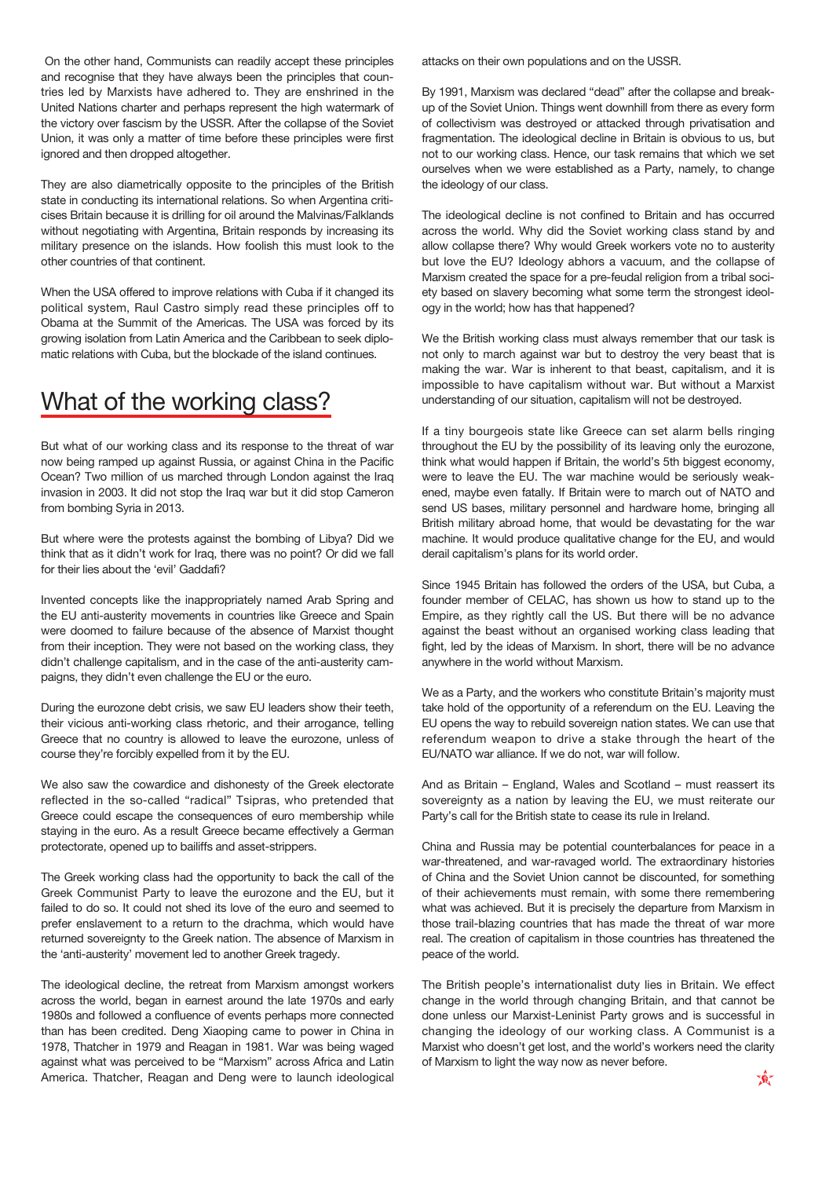On the other hand, Communists can readily accept these principles and recognise that they have always been the principles that countries led by Marxists have adhered to. They are enshrined in the United Nations charter and perhaps represent the high watermark of the victory over fascism by the USSR. After the collapse of the Soviet Union, it was only a matter of time before these principles were first ignored and then dropped altogether.

They are also diametrically opposite to the principles of the British state in conducting its international relations. So when Argentina criticises Britain because it is drilling for oil around the Malvinas/Falklands without negotiating with Argentina, Britain responds by increasing its military presence on the islands. How foolish this must look to the other countries of that continent.

When the USA offered to improve relations with Cuba if it changed its political system, Raul Castro simply read these principles off to Obama at the Summit of the Americas. The USA was forced by its growing isolation from Latin America and the Caribbean to seek diplomatic relations with Cuba, but the blockade of the island continues.

## What of the working class?

But what of our working class and its response to the threat of war now being ramped up against Russia, or against China in the Pacific Ocean? Two million of us marched through London against the Iraq invasion in 2003. It did not stop the Iraq war but it did stop Cameron from bombing Syria in 2013.

But where were the protests against the bombing of Libya? Did we think that as it didn't work for Iraq, there was no point? Or did we fall for their lies about the 'evil' Gaddafi?

Invented concepts like the inappropriately named Arab Spring and the EU anti-austerity movements in countries like Greece and Spain were doomed to failure because of the absence of Marxist thought from their inception. They were not based on the working class, they didn't challenge capitalism, and in the case of the anti-austerity campaigns, they didn't even challenge the EU or the euro.

During the eurozone debt crisis, we saw EU leaders show their teeth, their vicious anti-working class rhetoric, and their arrogance, telling Greece that no country is allowed to leave the eurozone, unless of course they're forcibly expelled from it by the EU.

We also saw the cowardice and dishonesty of the Greek electorate reflected in the so-called "radical" Tsipras, who pretended that Greece could escape the consequences of euro membership while staying in the euro. As a result Greece became effectively a German protectorate, opened up to bailiffs and asset-strippers.

The Greek working class had the opportunity to back the call of the Greek Communist Party to leave the eurozone and the EU, but it failed to do so. It could not shed its love of the euro and seemed to prefer enslavement to a return to the drachma, which would have returned sovereignty to the Greek nation. The absence of Marxism in the 'anti-austerity' movement led to another Greek tragedy.

The ideological decline, the retreat from Marxism amongst workers across the world, began in earnest around the late 1970s and early 1980s and followed a confluence of events perhaps more connected than has been credited. Deng Xiaoping came to power in China in 1978, Thatcher in 1979 and Reagan in 1981. War was being waged against what was perceived to be "Marxism" across Africa and Latin America. Thatcher, Reagan and Deng were to launch ideological attacks on their own populations and on the USSR.

By 1991, Marxism was declared "dead" after the collapse and break-up of the Soviet Union. Things went downhill from there as every form of collectivism was destroyed or attacked through privatisation and fragmentation. The ideological decline in Britain is obvious to us, but not to our working class. Hence, our task remains that which we set ourselves when we were established as a Party, namely, to change the ideology of our class.

The ideological decline is not confined to Britain and has occurred across the world. Why did the Soviet working class stand by and allow collapse there? Why would Greek workers vote no to austerity but love the EU? Ideology abhors a vacuum, and the collapse of Marxism created the space for a pre-feudal religion from a tribal society based on slavery becoming what some term the strongest ideology in the world; how has that happened?

We the British working class must always remember that our task is not only to march against war but to destroy the very beast that is making the war. War is inherent to that beast, capitalism, and it is impossible to have capitalism without war. But without a Marxist understanding of our situation, capitalism will not be destroyed.

If a tiny bourgeois state like Greece can set alarm bells ringing throughout the EU by the possibility of its leaving only the eurozone, think what would happen if Britain, the world's 5th biggest economy, were to leave the EU. The war machine would be seriously weakened, maybe even fatally. If Britain were to march out of NATO and send US bases, military personnel and hardware home, bringing all British military abroad home, that would be devastating for the war machine. It would produce qualitative change for the EU, and would derail capitalism's plans for its world order.

Since 1945 Britain has followed the orders of the USA, but Cuba, a founder member of CELAC, has shown us how to stand up to the Empire, as they rightly call the US. But there will be no advance against the beast without an organised working class leading that fight, led by the ideas of Marxism. In short, there will be no advance anywhere in the world without Marxism.

We as a Party, and the workers who constitute Britain's majority must take hold of the opportunity of a referendum on the EU. Leaving the EU opens the way to rebuild sovereign nation states. We can use that referendum weapon to drive a stake through the heart of the EU/NATO war alliance. If we do not, war will follow.

And as Britain – England, Wales and Scotland – must reassert its sovereignty as a nation by leaving the EU, we must reiterate our Party's call for the British state to cease its rule in Ireland.

China and Russia may be potential counterbalances for peace in a war-threatened, and war-ravaged world. The extraordinary histories of China and the Soviet Union cannot be discounted, for something of their achievements must remain, with some there remembering what was achieved. But it is precisely the departure from Marxism in those trail-blazing countries that has made the threat of war more real. The creation of capitalism in those countries has threatened the peace of the world.

The British people's internationalist duty lies in Britain. We effect change in the world through changing Britain, and that cannot be done unless our Marxist-Leninist Party grows and is successful in changing the ideology of our working class. A Communist is a Marxist who doesn't get lost, and the world's workers need the clarity of Marxism to light the way now as never before.